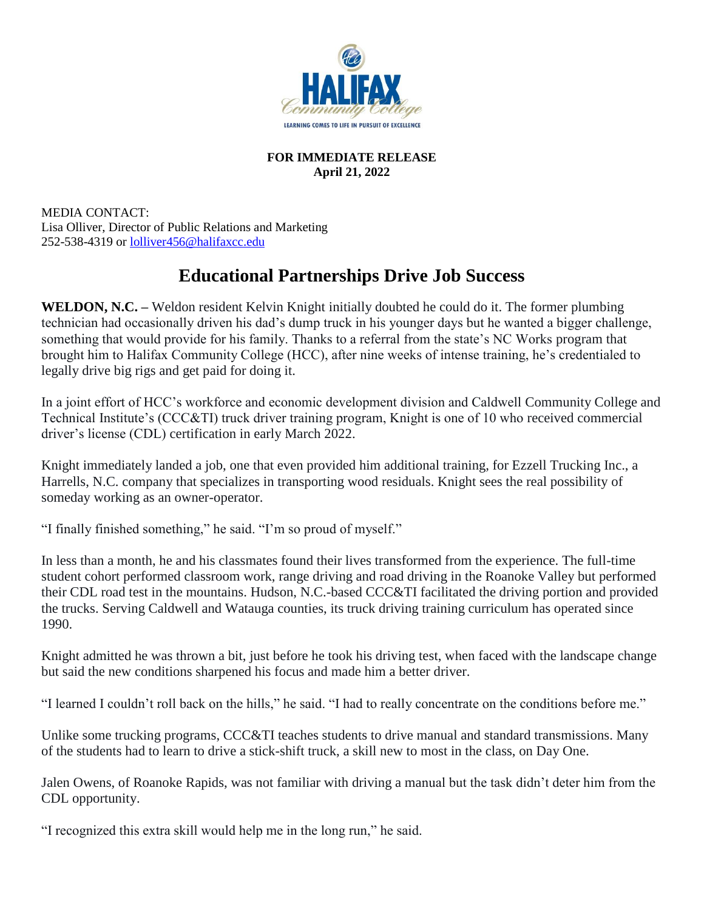**FOR IMMEDIATE RELEASE**
**April 21, 2022**

MEDIA CONTACT:
Lisa Olliver, Director of Public Relations and Marketing
252-538-4319 or lolliver456@halifaxcc.edu

# Educational Partnerships Drive Job Success

**WELDON, N.C. –** Weldon resident Kelvin Knight initially doubted he could do it. The former plumbing technician had occasionally driven his dad's dump truck in his younger days but he wanted a bigger challenge, something that would provide for his family. Thanks to a referral from the state's NC Works program that brought him to Halifax Community College (HCC), after nine weeks of intense training, he's credentialed to legally drive big rigs and get paid for doing it.

In a joint effort of HCC's workforce and economic development division and Caldwell Community College and Technical Institute's (CCC&TI) truck driver training program, Knight is one of 10 who received commercial driver's license (CDL) certification in early March 2022.

Knight immediately landed a job, one that even provided him additional training, for Ezzell Trucking Inc., a Harrells, N.C. company that specializes in transporting wood residuals. Knight sees the real possibility of someday working as an owner-operator.

"I finally finished something," he said. "I'm so proud of myself."

In less than a month, he and his classmates found their lives transformed from the experience. The full-time student cohort performed classroom work, range driving and road driving in the Roanoke Valley but performed their CDL road test in the mountains. Hudson, N.C.-based CCC&TI facilitated the driving portion and provided the trucks. Serving Caldwell and Watauga counties, its truck driving training curriculum has operated since 1990.

Knight admitted he was thrown a bit, just before he took his driving test, when faced with the landscape change but said the new conditions sharpened his focus and made him a better driver.

"I learned I couldn't roll back on the hills," he said. "I had to really concentrate on the conditions before me."

Unlike some trucking programs, CCC&TI teaches students to drive manual and standard transmissions. Many of the students had to learn to drive a stick-shift truck, a skill new to most in the class, on Day One.

Jalen Owens, of Roanoke Rapids, was not familiar with driving a manual but the task didn't deter him from the CDL opportunity.

"I recognized this extra skill would help me in the long run," he said.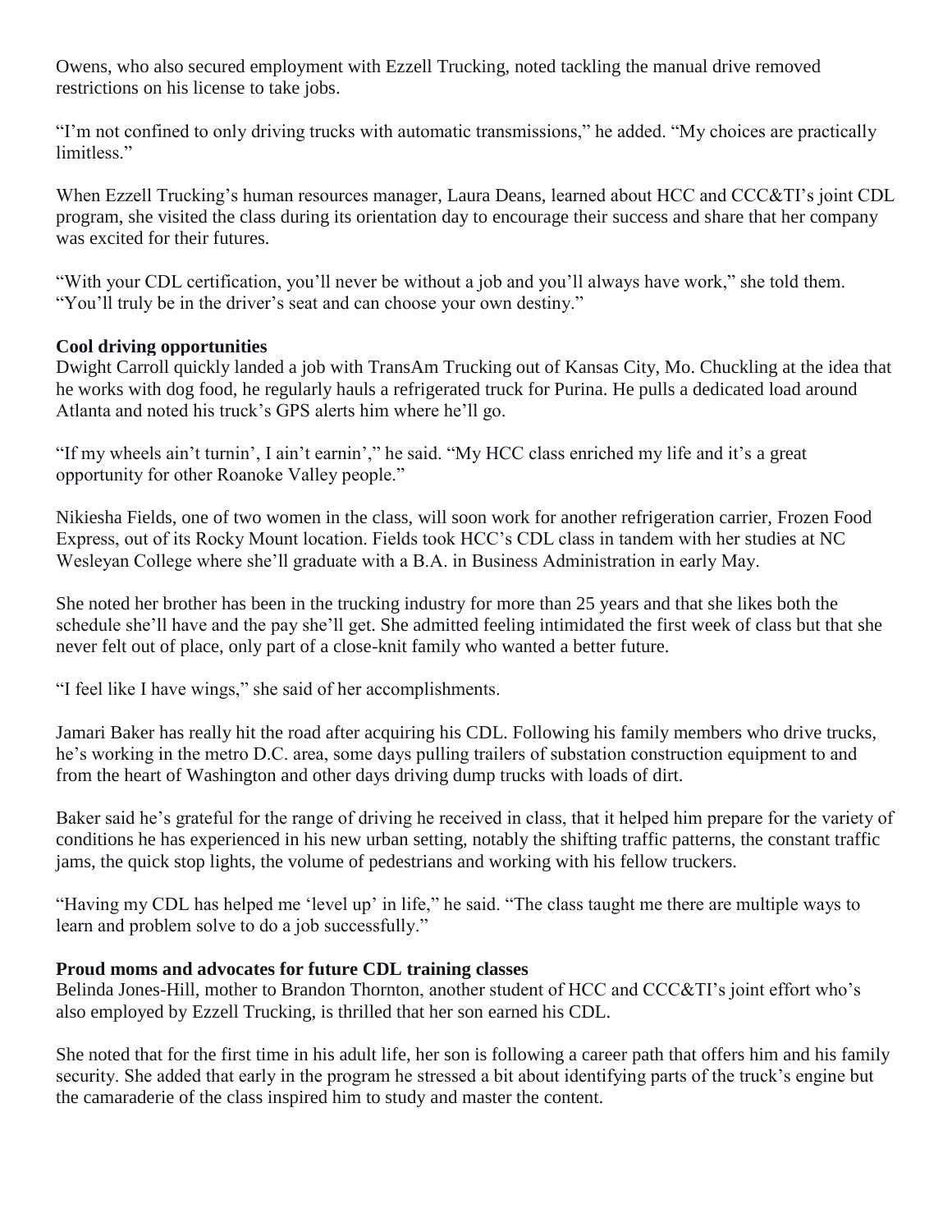Owens, who also secured employment with Ezzell Trucking, noted tackling the manual drive removed restrictions on his license to take jobs.

"I'm not confined to only driving trucks with automatic transmissions," he added. "My choices are practically limitless."

When Ezzell Trucking's human resources manager, Laura Deans, learned about HCC and CCC&TI's joint CDL program, she visited the class during its orientation day to encourage their success and share that her company was excited for their futures.

"With your CDL certification, you'll never be without a job and you'll always have work," she told them. "You'll truly be in the driver's seat and can choose your own destiny."

**Cool driving opportunities**

Dwight Carroll quickly landed a job with TransAm Trucking out of Kansas City, Mo. Chuckling at the idea that he works with dog food, he regularly hauls a refrigerated truck for Purina. He pulls a dedicated load around Atlanta and noted his truck's GPS alerts him where he'll go.

"If my wheels ain't turnin', I ain't earnin'," he said. "My HCC class enriched my life and it's a great opportunity for other Roanoke Valley people."

Nikiesha Fields, one of two women in the class, will soon work for another refrigeration carrier, Frozen Food Express, out of its Rocky Mount location. Fields took HCC's CDL class in tandem with her studies at NC Wesleyan College where she'll graduate with a B.A. in Business Administration in early May.

She noted her brother has been in the trucking industry for more than 25 years and that she likes both the schedule she'll have and the pay she'll get. She admitted feeling intimidated the first week of class but that she never felt out of place, only part of a close-knit family who wanted a better future.

"I feel like I have wings," she said of her accomplishments.

Jamari Baker has really hit the road after acquiring his CDL. Following his family members who drive trucks, he's working in the metro D.C. area, some days pulling trailers of substation construction equipment to and from the heart of Washington and other days driving dump trucks with loads of dirt.

Baker said he's grateful for the range of driving he received in class, that it helped him prepare for the variety of conditions he has experienced in his new urban setting, notably the shifting traffic patterns, the constant traffic jams, the quick stop lights, the volume of pedestrians and working with his fellow truckers.

"Having my CDL has helped me 'level up' in life," he said. "The class taught me there are multiple ways to learn and problem solve to do a job successfully."

**Proud moms and advocates for future CDL training classes**

Belinda Jones-Hill, mother to Brandon Thornton, another student of HCC and CCC&TI's joint effort who's also employed by Ezzell Trucking, is thrilled that her son earned his CDL.

She noted that for the first time in his adult life, her son is following a career path that offers him and his family security. She added that early in the program he stressed a bit about identifying parts of the truck's engine but the camaraderie of the class inspired him to study and master the content.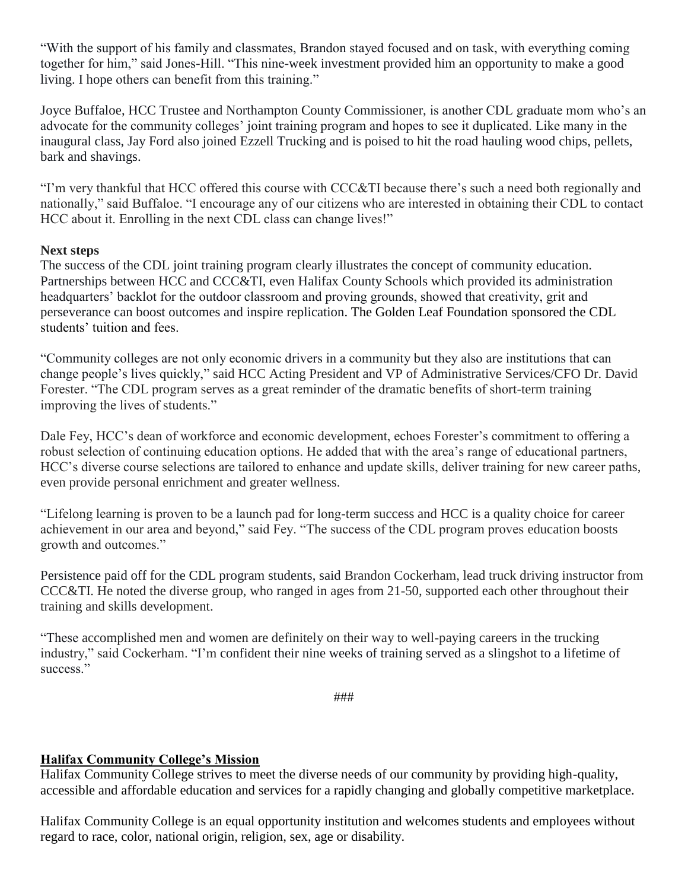"With the support of his family and classmates, Brandon stayed focused and on task, with everything coming together for him," said Jones-Hill. "This nine-week investment provided him an opportunity to make a good living. I hope others can benefit from this training."

Joyce Buffaloe, HCC Trustee and Northampton County Commissioner, is another CDL graduate mom who's an advocate for the community colleges' joint training program and hopes to see it duplicated. Like many in the inaugural class, Jay Ford also joined Ezzell Trucking and is poised to hit the road hauling wood chips, pellets, bark and shavings.

"I'm very thankful that HCC offered this course with CCC&TI because there's such a need both regionally and nationally," said Buffaloe. "I encourage any of our citizens who are interested in obtaining their CDL to contact HCC about it. Enrolling in the next CDL class can change lives!"

**Next steps**

The success of the CDL joint training program clearly illustrates the concept of community education. Partnerships between HCC and CCC&TI, even Halifax County Schools which provided its administration headquarters' backlot for the outdoor classroom and proving grounds, showed that creativity, grit and perseverance can boost outcomes and inspire replication. The Golden Leaf Foundation sponsored the CDL students' tuition and fees.

"Community colleges are not only economic drivers in a community but they also are institutions that can change people's lives quickly," said HCC Acting President and VP of Administrative Services/CFO Dr. David Forester. "The CDL program serves as a great reminder of the dramatic benefits of short-term training improving the lives of students."

Dale Fey, HCC's dean of workforce and economic development, echoes Forester's commitment to offering a robust selection of continuing education options. He added that with the area's range of educational partners, HCC's diverse course selections are tailored to enhance and update skills, deliver training for new career paths, even provide personal enrichment and greater wellness.

"Lifelong learning is proven to be a launch pad for long-term success and HCC is a quality choice for career achievement in our area and beyond," said Fey. "The success of the CDL program proves education boosts growth and outcomes."

Persistence paid off for the CDL program students, said Brandon Cockerham, lead truck driving instructor from CCC&TI. He noted the diverse group, who ranged in ages from 21-50, supported each other throughout their training and skills development.

"These accomplished men and women are definitely on their way to well-paying careers in the trucking industry," said Cockerham. "I'm confident their nine weeks of training served as a slingshot to a lifetime of success."

###

**Halifax Community College's Mission**

Halifax Community College strives to meet the diverse needs of our community by providing high-quality, accessible and affordable education and services for a rapidly changing and globally competitive marketplace.

Halifax Community College is an equal opportunity institution and welcomes students and employees without regard to race, color, national origin, religion, sex, age or disability.